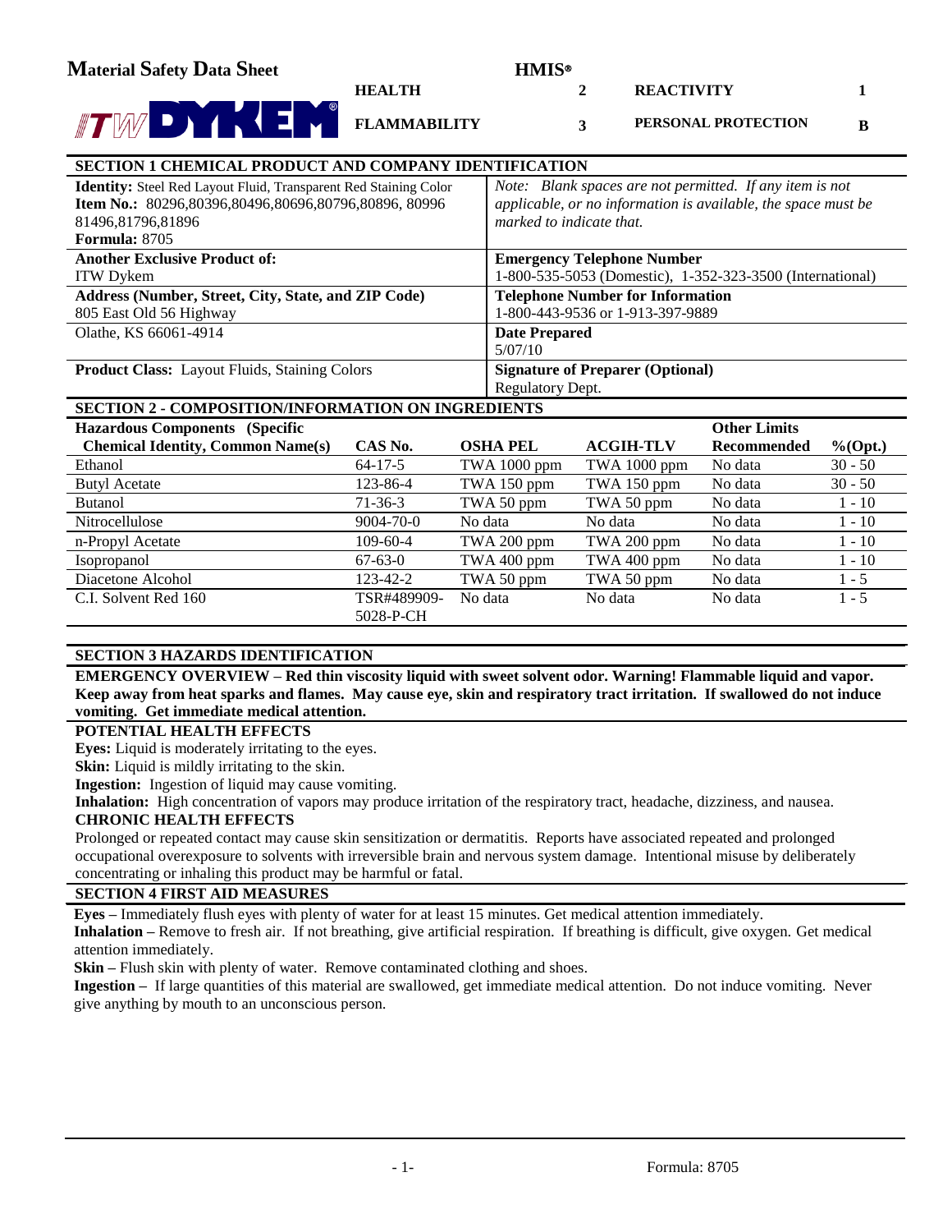# Material Safety Data Sheet

ITW DYKEM

| HMIS® | | | |
|---|---|---|---|
| HEALTH | 2 | REACTIVITY | 1 |
| FLAMMABILITY | 3 | PERSONAL PROTECTION | B |

## SECTION 1 CHEMICAL PRODUCT AND COMPANY IDENTIFICATION

| | |
|---|---|
| **Identity:** Steel Red Layout Fluid, Transparent Red Staining Color<br>**Item No.:** 80296,80396,80496,80696,80796,80896, 80996 81496,81796,81896<br>**Formula:** 8705 | *Note: Blank spaces are not permitted. If any item is not applicable, or no information is available, the space must be marked to indicate that.* |
| **Another Exclusive Product of:**<br>ITW Dykem | **Emergency Telephone Number**<br>1-800-535-5053 (Domestic), 1-352-323-3500 (International) |
| **Address (Number, Street, City, State, and ZIP Code)**<br>805 East Old 56 Highway | **Telephone Number for Information**<br>1-800-443-9536 or 1-913-397-9889 |
| Olathe, KS 66061-4914 | **Date Prepared**<br>5/07/10 |
| **Product Class:** Layout Fluids, Staining Colors | **Signature of Preparer (Optional)**<br>Regulatory Dept. |

## SECTION 2 - COMPOSITION/INFORMATION ON INGREDIENTS

| Hazardous Components (Specific Chemical Identity, Common Name(s) | CAS No. | OSHA PEL | ACGIH-TLV | Other Limits Recommended | %(Opt.) |
|---|---|---|---|---|---|
| Ethanol | 64-17-5 | TWA 1000 ppm | TWA 1000 ppm | No data | 30 - 50 |
| Butyl Acetate | 123-86-4 | TWA 150 ppm | TWA 150 ppm | No data | 30 - 50 |
| Butanol | 71-36-3 | TWA 50 ppm | TWA 50 ppm | No data | 1 - 10 |
| Nitrocellulose | 9004-70-0 | No data | No data | No data | 1 - 10 |
| n-Propyl Acetate | 109-60-4 | TWA 200 ppm | TWA 200 ppm | No data | 1 - 10 |
| Isopropanol | 67-63-0 | TWA 400 ppm | TWA 400 ppm | No data | 1 - 10 |
| Diacetone Alcohol | 123-42-2 | TWA 50 ppm | TWA 50 ppm | No data | 1 - 5 |
| C.I. Solvent Red 160 | TSR#489909-5028-P-CH | No data | No data | No data | 1 - 5 |

## SECTION 3 HAZARDS IDENTIFICATION

**EMERGENCY OVERVIEW – Red thin viscosity liquid with sweet solvent odor. Warning! Flammable liquid and vapor. Keep away from heat sparks and flames. May cause eye, skin and respiratory tract irritation. If swallowed do not induce vomiting. Get immediate medical attention.**

### POTENTIAL HEALTH EFFECTS

**Eyes:** Liquid is moderately irritating to the eyes.

**Skin:** Liquid is mildly irritating to the skin.

**Ingestion:** Ingestion of liquid may cause vomiting.

**Inhalation:** High concentration of vapors may produce irritation of the respiratory tract, headache, dizziness, and nausea.

### CHRONIC HEALTH EFFECTS

Prolonged or repeated contact may cause skin sensitization or dermatitis. Reports have associated repeated and prolonged occupational overexposure to solvents with irreversible brain and nervous system damage. Intentional misuse by deliberately concentrating or inhaling this product may be harmful or fatal.

## SECTION 4 FIRST AID MEASURES

**Eyes –** Immediately flush eyes with plenty of water for at least 15 minutes. Get medical attention immediately.

**Inhalation –** Remove to fresh air. If not breathing, give artificial respiration. If breathing is difficult, give oxygen. Get medical attention immediately.

**Skin –** Flush skin with plenty of water. Remove contaminated clothing and shoes.

**Ingestion –** If large quantities of this material are swallowed, get immediate medical attention. Do not induce vomiting. Never give anything by mouth to an unconscious person.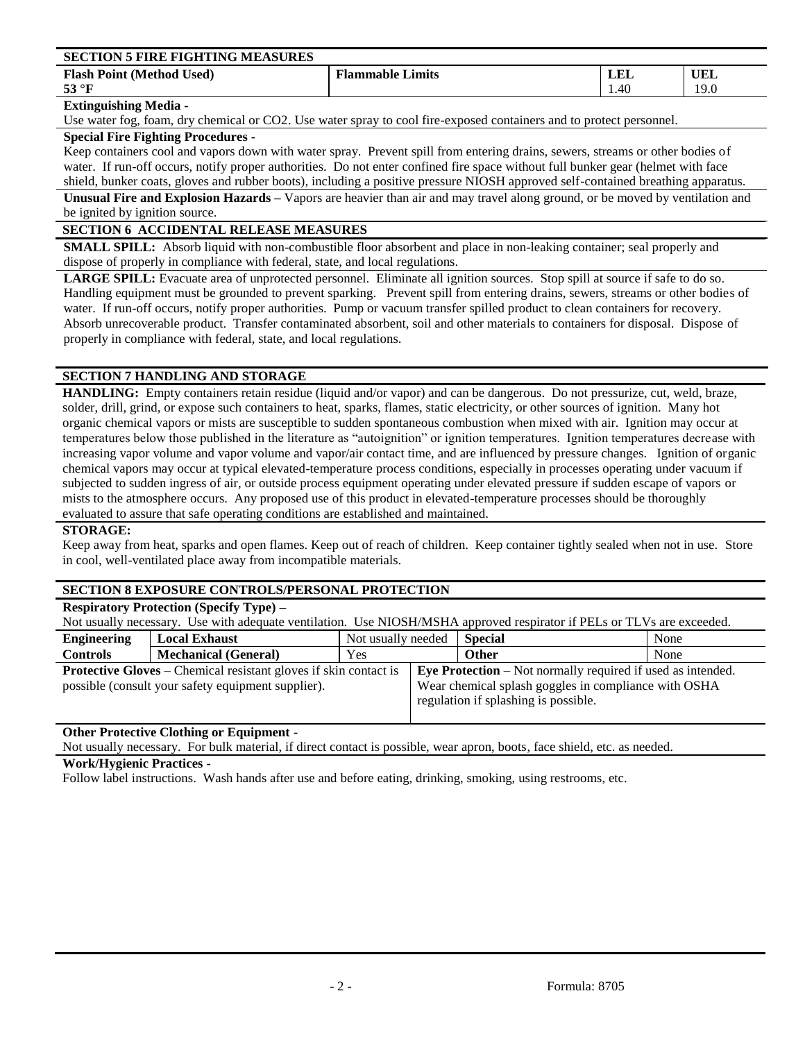## SECTION 5 FIRE FIGHTING MEASURES

| Flash Point (Method Used) | Flammable Limits | LEL | UEL |
|---|---|---|---|
| 53 °F | | 1.40 | 19.0 |

**Extinguishing Media** -

Use water fog, foam, dry chemical or CO2. Use water spray to cool fire-exposed containers and to protect personnel.

**Special Fire Fighting Procedures** -

Keep containers cool and vapors down with water spray. Prevent spill from entering drains, sewers, streams or other bodies of water. If run-off occurs, notify proper authorities. Do not enter confined fire space without full bunker gear (helmet with face shield, bunker coats, gloves and rubber boots), including a positive pressure NIOSH approved self-contained breathing apparatus.

**Unusual Fire and Explosion Hazards –** Vapors are heavier than air and may travel along ground, or be moved by ventilation and be ignited by ignition source.

## SECTION 6 ACCIDENTAL RELEASE MEASURES

**SMALL SPILL:** Absorb liquid with non-combustible floor absorbent and place in non-leaking container; seal properly and dispose of properly in compliance with federal, state, and local regulations.

**LARGE SPILL:** Evacuate area of unprotected personnel. Eliminate all ignition sources. Stop spill at source if safe to do so. Handling equipment must be grounded to prevent sparking. Prevent spill from entering drains, sewers, streams or other bodies of water. If run-off occurs, notify proper authorities. Pump or vacuum transfer spilled product to clean containers for recovery. Absorb unrecoverable product. Transfer contaminated absorbent, soil and other materials to containers for disposal. Dispose of properly in compliance with federal, state, and local regulations.

## SECTION 7 HANDLING AND STORAGE

**HANDLING:** Empty containers retain residue (liquid and/or vapor) and can be dangerous. Do not pressurize, cut, weld, braze, solder, drill, grind, or expose such containers to heat, sparks, flames, static electricity, or other sources of ignition. Many hot organic chemical vapors or mists are susceptible to sudden spontaneous combustion when mixed with air. Ignition may occur at temperatures below those published in the literature as "autoignition" or ignition temperatures. Ignition temperatures decrease with increasing vapor volume and vapor volume and vapor/air contact time, and are influenced by pressure changes. Ignition of organic chemical vapors may occur at typical elevated-temperature process conditions, especially in processes operating under vacuum if subjected to sudden ingress of air, or outside process equipment operating under elevated pressure if sudden escape of vapors or mists to the atmosphere occurs. Any proposed use of this product in elevated-temperature processes should be thoroughly evaluated to assure that safe operating conditions are established and maintained.

**STORAGE:**

Keep away from heat, sparks and open flames. Keep out of reach of children. Keep container tightly sealed when not in use. Store in cool, well-ventilated place away from incompatible materials.

## SECTION 8 EXPOSURE CONTROLS/PERSONAL PROTECTION

**Respiratory Protection (Specify Type) –**

Not usually necessary. Use with adequate ventilation. Use NIOSH/MSHA approved respirator if PELs or TLVs are exceeded.

| | | | | |
|---|---|---|---|---|
| **Engineering** | **Local Exhaust** | Not usually needed | **Special** | None |
| **Controls** | **Mechanical (General)** | Yes | **Other** | None |

**Protective Gloves** – Chemical resistant gloves if skin contact is possible (consult your safety equipment supplier).

**Eye Protection** – Not normally required if used as intended. Wear chemical splash goggles in compliance with OSHA regulation if splashing is possible.

**Other Protective Clothing or Equipment** -

Not usually necessary. For bulk material, if direct contact is possible, wear apron, boots, face shield, etc. as needed.

**Work/Hygienic Practices** -

Follow label instructions. Wash hands after use and before eating, drinking, smoking, using restrooms, etc.

Formula: 8705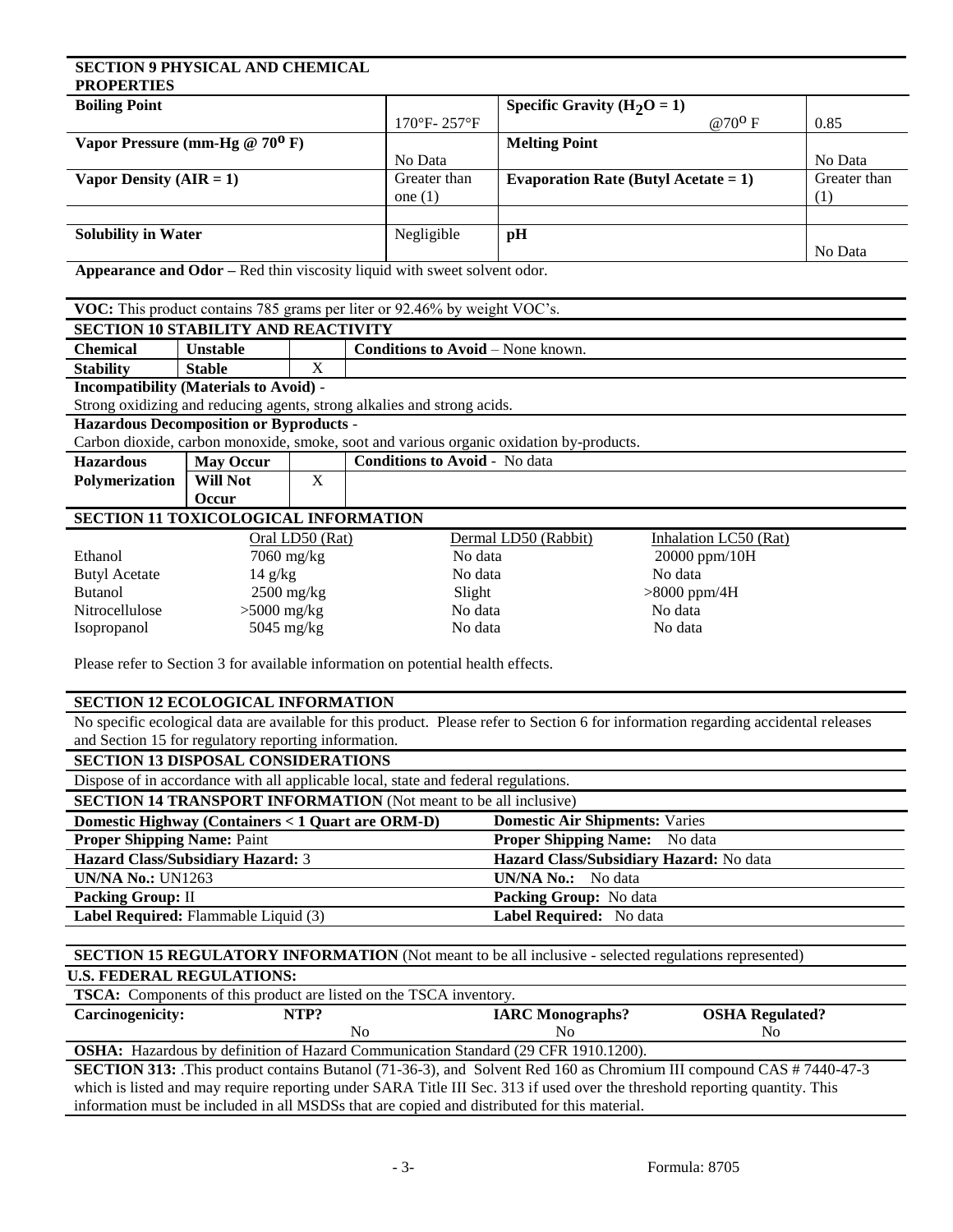## SECTION 9 PHYSICAL AND CHEMICAL PROPERTIES

| Property | Value | Property | Value |
|---|---|---|---|
| **Boiling Point** | 170°F- 257°F | **Specific Gravity ($H_2O = 1$)** @70° F | 0.85 |
| **Vapor Pressure (mm-Hg @ 70° F)** | No Data | **Melting Point** | No Data |
| **Vapor Density (AIR = 1)** | Greater than one (1) | **Evaporation Rate (Butyl Acetate = 1)** | Greater than (1) |
| | | | |
| **Solubility in Water** | Negligible | **pH** | No Data |

**Appearance and Odor –** Red thin viscosity liquid with sweet solvent odor.

**VOC:** This product contains 785 grams per liter or 92.46% by weight VOC's.

## SECTION 10 STABILITY AND REACTIVITY

| **Chemical Stability** | | | |
|---|---|---|---|
| | **Unstable** | | **Conditions to Avoid** – None known. |
| | **Stable** | X | |

**Incompatibility (Materials to Avoid)** -
Strong oxidizing and reducing agents, strong alkalies and strong acids.

**Hazardous Decomposition or Byproducts** -
Carbon dioxide, carbon monoxide, smoke, soot and various organic oxidation by-products.

| **Hazardous Polymerization** | | | |
|---|---|---|---|
| | **May Occur** | | **Conditions to Avoid** - No data |
| | **Will Not Occur** | X | |

## SECTION 11 TOXICOLOGICAL INFORMATION

| | Oral LD50 (Rat) | Dermal LD50 (Rabbit) | Inhalation LC50 (Rat) |
|---|---|---|---|
| Ethanol | 7060 mg/kg | No data | 20000 ppm/10H |
| Butyl Acetate | 14 g/kg | No data | No data |
| Butanol | 2500 mg/kg | Slight | >8000 ppm/4H |
| Nitrocellulose | >5000 mg/kg | No data | No data |
| Isopropanol | 5045 mg/kg | No data | No data |

Please refer to Section 3 for available information on potential health effects.

## SECTION 12 ECOLOGICAL INFORMATION

No specific ecological data are available for this product. Please refer to Section 6 for information regarding accidental releases and Section 15 for regulatory reporting information.

## SECTION 13 DISPOSAL CONSIDERATIONS

Dispose of in accordance with all applicable local, state and federal regulations.

## SECTION 14 TRANSPORT INFORMATION (Not meant to be all inclusive)

| **Domestic Highway (Containers < 1 Quart are ORM-D)** | **Domestic Air Shipments:** Varies |
|---|---|
| **Proper Shipping Name:** Paint | **Proper Shipping Name:** No data |
| **Hazard Class/Subsidiary Hazard:** 3 | **Hazard Class/Subsidiary Hazard:** No data |
| **UN/NA No.:** UN1263 | **UN/NA No.:** No data |
| **Packing Group:** II | **Packing Group:** No data |
| **Label Required:** Flammable Liquid (3) | **Label Required:** No data |

## SECTION 15 REGULATORY INFORMATION (Not meant to be all inclusive - selected regulations represented)

**U.S. FEDERAL REGULATIONS:**

**TSCA:** Components of this product are listed on the TSCA inventory.

| **Carcinogenicity:** | **NTP?** | **IARC Monographs?** | **OSHA Regulated?** |
|---|---|---|---|
| | No | No | No |

**OSHA:** Hazardous by definition of Hazard Communication Standard (29 CFR 1910.1200).

**SECTION 313:** .This product contains Butanol (71-36-3), and Solvent Red 160 as Chromium III compound CAS # 7440-47-3 which is listed and may require reporting under SARA Title III Sec. 313 if used over the threshold reporting quantity. This information must be included in all MSDSs that are copied and distributed for this material.

Formula: 8705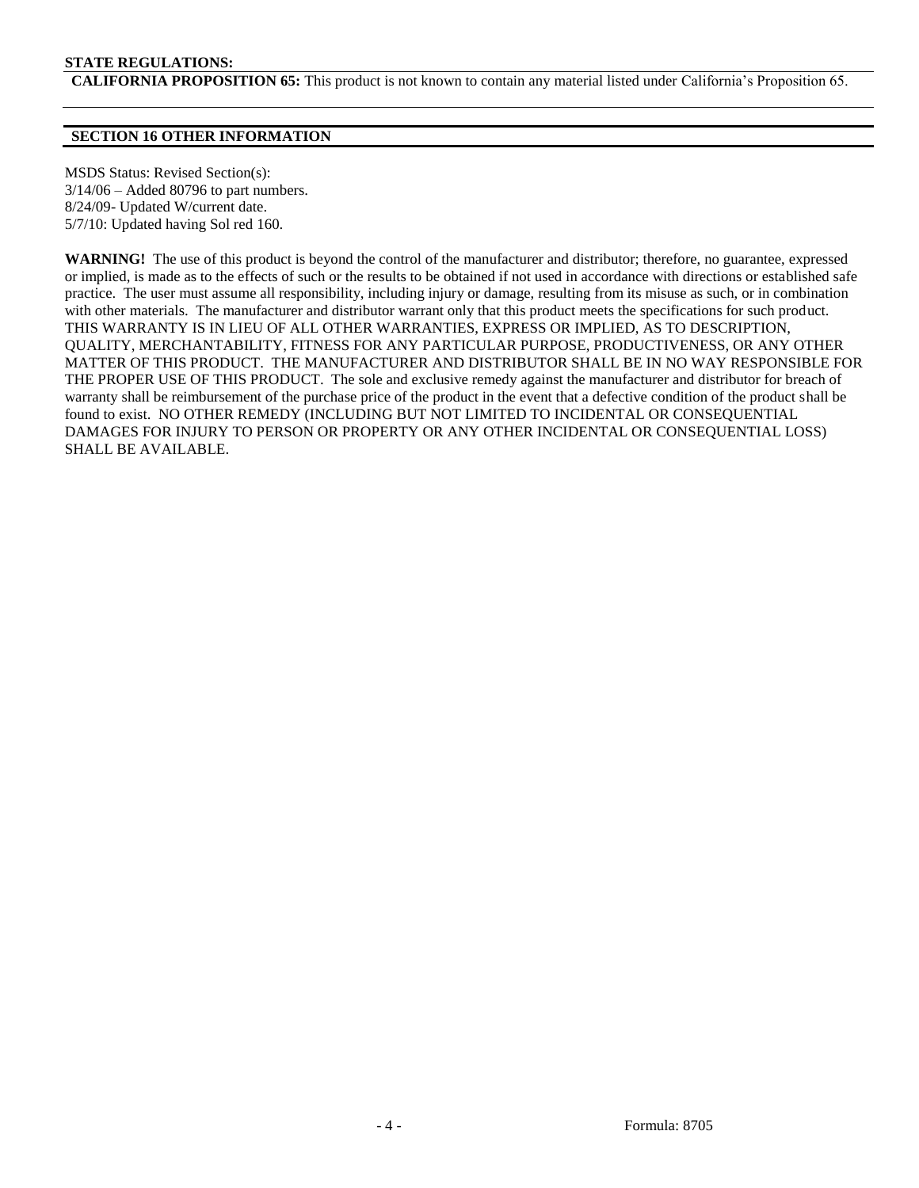**STATE REGULATIONS:**

**CALIFORNIA PROPOSITION 65:** This product is not known to contain any material listed under California's Proposition 65.

## SECTION 16 OTHER INFORMATION

MSDS Status: Revised Section(s):
3/14/06 – Added 80796 to part numbers.
8/24/09- Updated W/current date.
5/7/10: Updated having Sol red 160.

**WARNING!** The use of this product is beyond the control of the manufacturer and distributor; therefore, no guarantee, expressed or implied, is made as to the effects of such or the results to be obtained if not used in accordance with directions or established safe practice. The user must assume all responsibility, including injury or damage, resulting from its misuse as such, or in combination with other materials. The manufacturer and distributor warrant only that this product meets the specifications for such product. THIS WARRANTY IS IN LIEU OF ALL OTHER WARRANTIES, EXPRESS OR IMPLIED, AS TO DESCRIPTION, QUALITY, MERCHANTABILITY, FITNESS FOR ANY PARTICULAR PURPOSE, PRODUCTIVENESS, OR ANY OTHER MATTER OF THIS PRODUCT. THE MANUFACTURER AND DISTRIBUTOR SHALL BE IN NO WAY RESPONSIBLE FOR THE PROPER USE OF THIS PRODUCT. The sole and exclusive remedy against the manufacturer and distributor for breach of warranty shall be reimbursement of the purchase price of the product in the event that a defective condition of the product shall be found to exist. NO OTHER REMEDY (INCLUDING BUT NOT LIMITED TO INCIDENTAL OR CONSEQUENTIAL DAMAGES FOR INJURY TO PERSON OR PROPERTY OR ANY OTHER INCIDENTAL OR CONSEQUENTIAL LOSS) SHALL BE AVAILABLE.